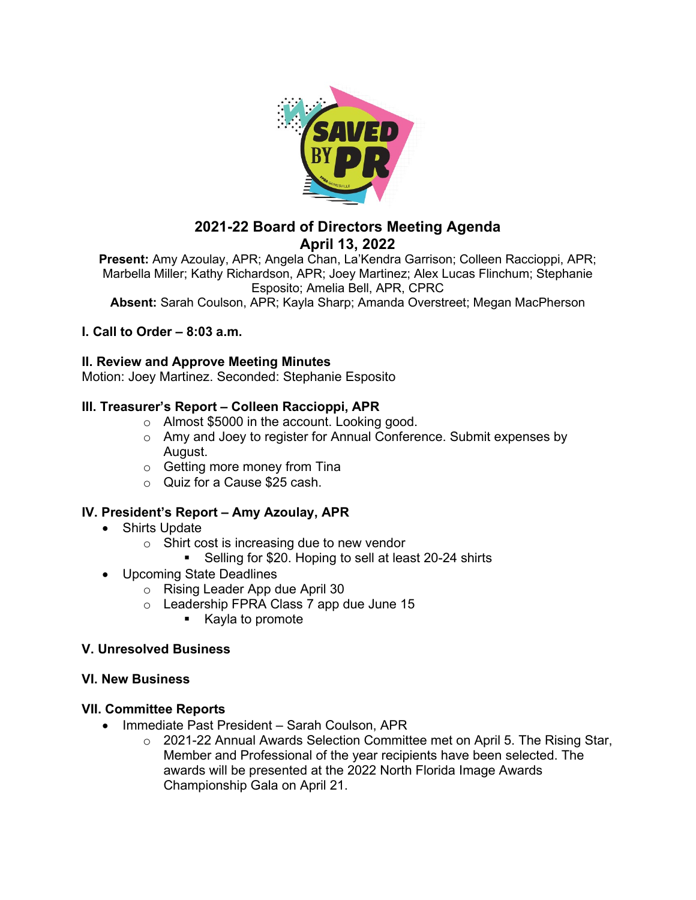# 2021-22 Board of Directors Meeting Agenda
## April 13, 2022

**Present:** Amy Azoulay, APR; Angela Chan, La'Kendra Garrison; Colleen Raccioppi, APR; Marbella Miller; Kathy Richardson, APR; Joey Martinez; Alex Lucas Flinchum; Stephanie Esposito; Amelia Bell, APR, CPRC

**Absent:** Sarah Coulson, APR; Kayla Sharp; Amanda Overstreet; Megan MacPherson

**I. Call to Order – 8:03 a.m.**

**II. Review and Approve Meeting Minutes**

Motion: Joey Martinez. Seconded: Stephanie Esposito

**III. Treasurer's Report – Colleen Raccioppi, APR**

- Almost $5000 in the account. Looking good.
- Amy and Joey to register for Annual Conference. Submit expenses by August.
- Getting more money from Tina
- Quiz for a Cause $25 cash.

**IV. President's Report – Amy Azoulay, APR**

- Shirts Update
  - Shirt cost is increasing due to new vendor
    - Selling for $20. Hoping to sell at least 20-24 shirts
- Upcoming State Deadlines
  - Rising Leader App due April 30
  - Leadership FPRA Class 7 app due June 15
    - Kayla to promote

**V. Unresolved Business**

**VI. New Business**

**VII. Committee Reports**

- Immediate Past President – Sarah Coulson, APR
  - 2021-22 Annual Awards Selection Committee met on April 5. The Rising Star, Member and Professional of the year recipients have been selected. The awards will be presented at the 2022 North Florida Image Awards Championship Gala on April 21.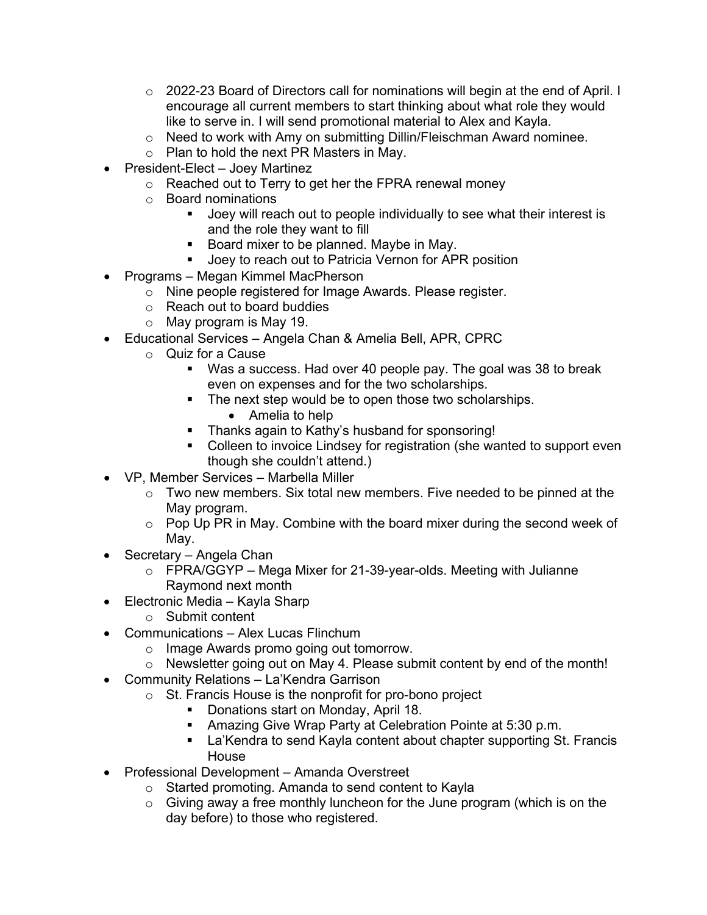- 2022-23 Board of Directors call for nominations will begin at the end of April. I encourage all current members to start thinking about what role they would like to serve in. I will send promotional material to Alex and Kayla.
  - Need to work with Amy on submitting Dillin/Fleischman Award nominee.
  - Plan to hold the next PR Masters in May.
- President-Elect – Joey Martinez
  - Reached out to Terry to get her the FPRA renewal money
  - Board nominations
    - Joey will reach out to people individually to see what their interest is and the role they want to fill
    - Board mixer to be planned. Maybe in May.
    - Joey to reach out to Patricia Vernon for APR position
- Programs – Megan Kimmel MacPherson
  - Nine people registered for Image Awards. Please register.
  - Reach out to board buddies
  - May program is May 19.
- Educational Services – Angela Chan & Amelia Bell, APR, CPRC
  - Quiz for a Cause
    - Was a success. Had over 40 people pay. The goal was 38 to break even on expenses and for the two scholarships.
    - The next step would be to open those two scholarships.
      - Amelia to help
    - Thanks again to Kathy's husband for sponsoring!
    - Colleen to invoice Lindsey for registration (she wanted to support even though she couldn't attend.)
- VP, Member Services – Marbella Miller
  - Two new members. Six total new members. Five needed to be pinned at the May program.
  - Pop Up PR in May. Combine with the board mixer during the second week of May.
- Secretary – Angela Chan
  - FPRA/GGYP – Mega Mixer for 21-39-year-olds. Meeting with Julianne Raymond next month
- Electronic Media – Kayla Sharp
  - Submit content
- Communications – Alex Lucas Flinchum
  - Image Awards promo going out tomorrow.
  - Newsletter going out on May 4. Please submit content by end of the month!
- Community Relations – La'Kendra Garrison
  - St. Francis House is the nonprofit for pro-bono project
    - Donations start on Monday, April 18.
    - Amazing Give Wrap Party at Celebration Pointe at 5:30 p.m.
    - La'Kendra to send Kayla content about chapter supporting St. Francis House
- Professional Development – Amanda Overstreet
  - Started promoting. Amanda to send content to Kayla
  - Giving away a free monthly luncheon for the June program (which is on the day before) to those who registered.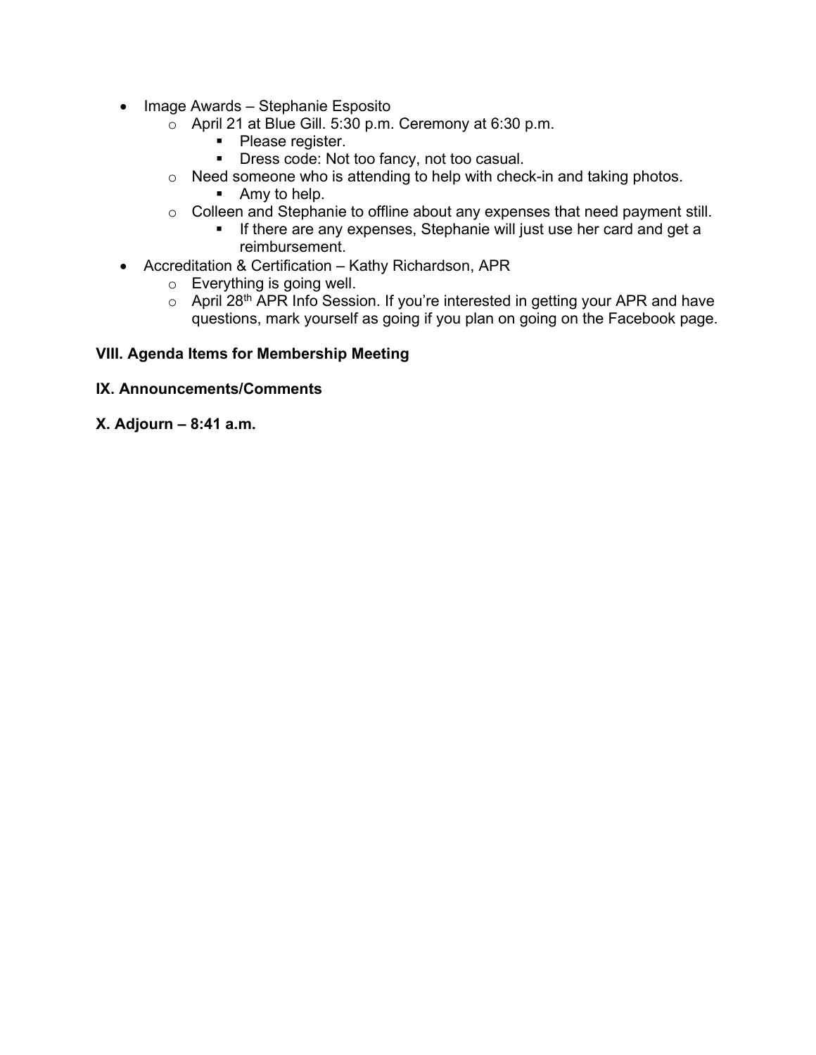- Image Awards – Stephanie Esposito
  - April 21 at Blue Gill. 5:30 p.m. Ceremony at 6:30 p.m.
    - Please register.
    - Dress code: Not too fancy, not too casual.
  - Need someone who is attending to help with check-in and taking photos.
    - Amy to help.
  - Colleen and Stephanie to offline about any expenses that need payment still.
    - If there are any expenses, Stephanie will just use her card and get a reimbursement.
- Accreditation & Certification – Kathy Richardson, APR
  - Everything is going well.
  - April 28th APR Info Session. If you're interested in getting your APR and have questions, mark yourself as going if you plan on going on the Facebook page.

**VIII. Agenda Items for Membership Meeting**

**IX. Announcements/Comments**

**X. Adjourn – 8:41 a.m.**